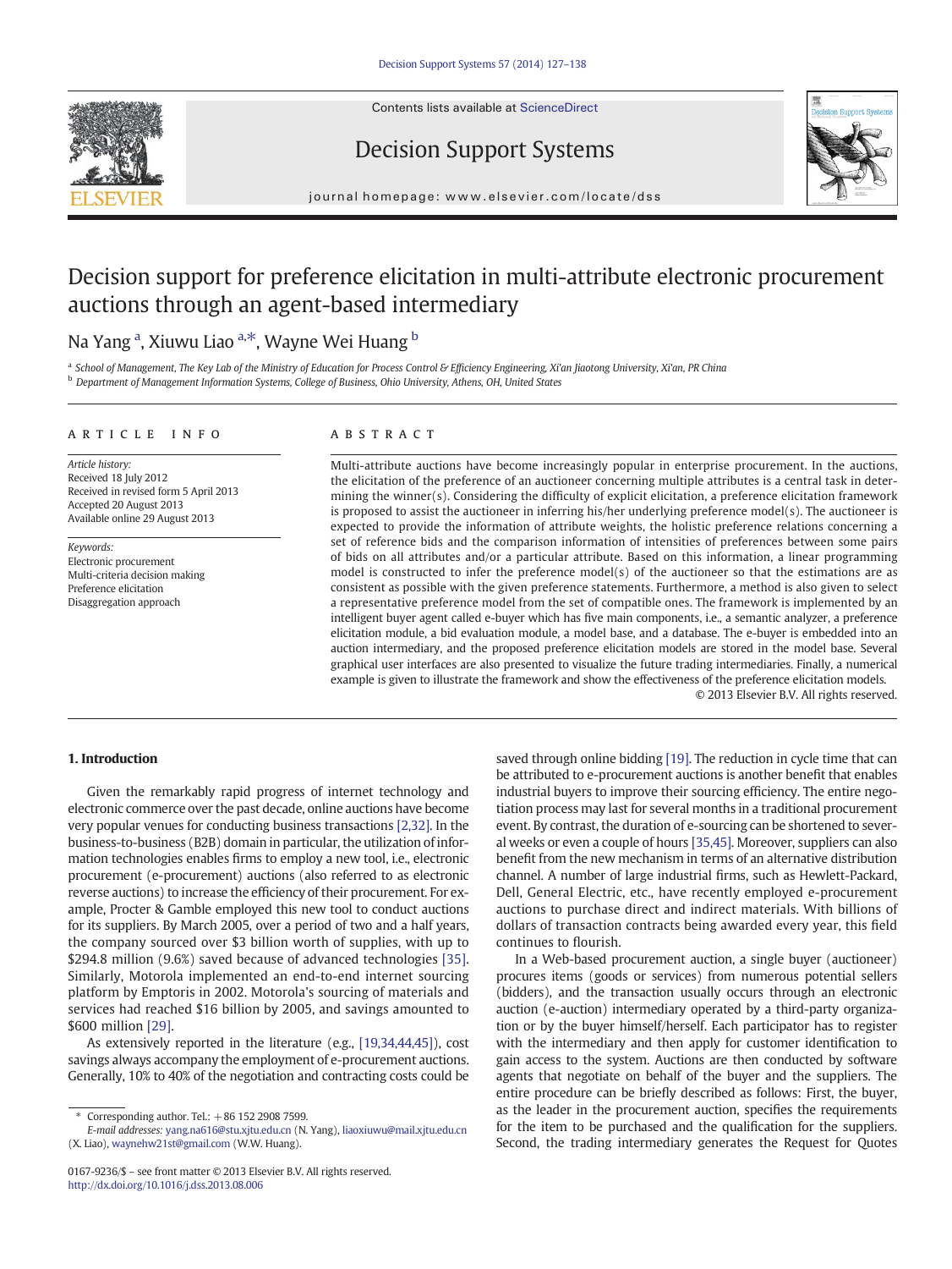# Decision support for preference elicitation in multi-attribute electronic procurement auctions through an agent-based intermediary

Na Yang [a], Xiuwu Liao [a,*], Wayne Wei Huang [b]

[a] School of Management, The Key Lab of the Ministry of Education for Process Control & Efficiency Engineering, Xi'an Jiaotong University, Xi'an, PR China

[b] Department of Management Information Systems, College of Business, Ohio University, Athens, OH, United States

## ARTICLE INFO

*Article history:*
Received 18 July 2012
Received in revised form 5 April 2013
Accepted 20 August 2013
Available online 29 August 2013

*Keywords:*
Electronic procurement
Multi-criteria decision making
Preference elicitation
Disaggregation approach

## ABSTRACT

Multi-attribute auctions have become increasingly popular in enterprise procurement. In the auctions, the elicitation of the preference of an auctioneer concerning multiple attributes is a central task in determining the winner(s). Considering the difficulty of explicit elicitation, a preference elicitation framework is proposed to assist the auctioneer in inferring his/her underlying preference model(s). The auctioneer is expected to provide the information of attribute weights, the holistic preference relations concerning a set of reference bids and the comparison information of intensities of preferences between some pairs of bids on all attributes and/or a particular attribute. Based on this information, a linear programming model is constructed to infer the preference model(s) of the auctioneer so that the estimations are as consistent as possible with the given preference statements. Furthermore, a method is also given to select a representative preference model from the set of compatible ones. The framework is implemented by an intelligent buyer agent called e-buyer which has five main components, i.e., a semantic analyzer, a preference elicitation module, a bid evaluation module, a model base, and a database. The e-buyer is embedded into an auction intermediary, and the proposed preference elicitation models are stored in the model base. Several graphical user interfaces are also presented to visualize the future trading intermediaries. Finally, a numerical example is given to illustrate the framework and show the effectiveness of the preference elicitation models.

© 2013 Elsevier B.V. All rights reserved.

## 1. Introduction

Given the remarkably rapid progress of internet technology and electronic commerce over the past decade, online auctions have become very popular venues for conducting business transactions [2,32]. In the business-to-business (B2B) domain in particular, the utilization of information technologies enables firms to employ a new tool, i.e., electronic procurement (e-procurement) auctions (also referred to as electronic reverse auctions) to increase the efficiency of their procurement. For example, Procter & Gamble employed this new tool to conduct auctions for its suppliers. By March 2005, over a period of two and a half years, the company sourced over $3 billion worth of supplies, with up to $294.8 million (9.6%) saved because of advanced technologies [35]. Similarly, Motorola implemented an end-to-end internet sourcing platform by Emptoris in 2002. Motorola's sourcing of materials and services had reached $16 billion by 2005, and savings amounted to $600 million [29].

As extensively reported in the literature (e.g., [19,34,44,45]), cost savings always accompany the employment of e-procurement auctions. Generally, 10% to 40% of the negotiation and contracting costs could be saved through online bidding [19]. The reduction in cycle time that can be attributed to e-procurement auctions is another benefit that enables industrial buyers to improve their sourcing efficiency. The entire negotiation process may last for several months in a traditional procurement event. By contrast, the duration of e-sourcing can be shortened to several weeks or even a couple of hours [35,45]. Moreover, suppliers can also benefit from the new mechanism in terms of an alternative distribution channel. A number of large industrial firms, such as Hewlett-Packard, Dell, General Electric, etc., have recently employed e-procurement auctions to purchase direct and indirect materials. With billions of dollars of transaction contracts being awarded every year, this field continues to flourish.

In a Web-based procurement auction, a single buyer (auctioneer) procures items (goods or services) from numerous potential sellers (bidders), and the transaction usually occurs through an electronic auction (e-auction) intermediary operated by a third-party organization or by the buyer himself/herself. Each participator has to register with the intermediary and then apply for customer identification to gain access to the system. Auctions are then conducted by software agents that negotiate on behalf of the buyer and the suppliers. The entire procedure can be briefly described as follows: First, the buyer, as the leader in the procurement auction, specifies the requirements for the item to be purchased and the qualification for the suppliers. Second, the trading intermediary generates the Request for Quotes

\* Corresponding author. Tel.: +86 152 2908 7599.
*E-mail addresses:* yang.na616@stu.xjtu.edu.cn (N. Yang), liaoxiuwu@mail.xjtu.edu.cn (X. Liao), waynehw21st@gmail.com (W.W. Huang).

0167-9236/$ – see front matter © 2013 Elsevier B.V. All rights reserved.
http://dx.doi.org/10.1016/j.dss.2013.08.006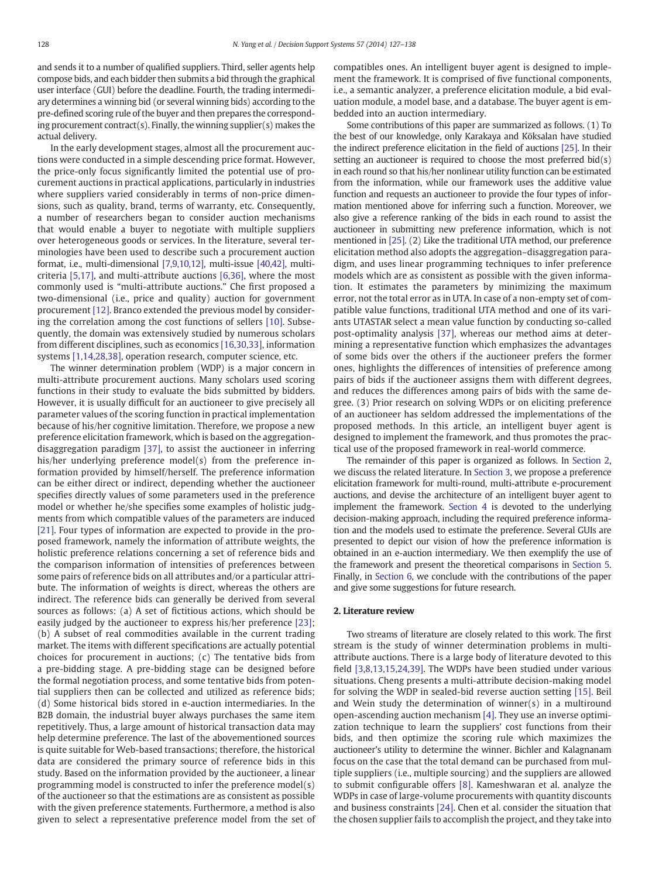and sends it to a number of qualified suppliers. Third, seller agents help compose bids, and each bidder then submits a bid through the graphical user interface (GUI) before the deadline. Fourth, the trading intermediary determines a winning bid (or several winning bids) according to the pre-defined scoring rule of the buyer and then prepares the corresponding procurement contract(s). Finally, the winning supplier(s) makes the actual delivery.

In the early development stages, almost all the procurement auctions were conducted in a simple descending price format. However, the price-only focus significantly limited the potential use of procurement auctions in practical applications, particularly in industries where suppliers varied considerably in terms of non-price dimensions, such as quality, brand, terms of warranty, etc. Consequently, a number of researchers began to consider auction mechanisms that would enable a buyer to negotiate with multiple suppliers over heterogeneous goods or services. In the literature, several terminologies have been used to describe such a procurement auction format, i.e., multi-dimensional [7,9,10,12], multi-issue [40,42], multi-criteria [5,17], and multi-attribute auctions [6,36], where the most commonly used is "multi-attribute auctions." Che first proposed a two-dimensional (i.e., price and quality) auction for government procurement [12]. Branco extended the previous model by considering the correlation among the cost functions of sellers [10]. Subsequently, the domain was extensively studied by numerous scholars from different disciplines, such as economics [16,30,33], information systems [1,14,28,38], operation research, computer science, etc.

The winner determination problem (WDP) is a major concern in multi-attribute procurement auctions. Many scholars used scoring functions in their study to evaluate the bids submitted by bidders. However, it is usually difficult for an auctioneer to give precisely all parameter values of the scoring function in practical implementation because of his/her cognitive limitation. Therefore, we propose a new preference elicitation framework, which is based on the aggregation-disaggregation paradigm [37], to assist the auctioneer in inferring his/her underlying preference model(s) from the preference information provided by himself/herself. The preference information can be either direct or indirect, depending whether the auctioneer specifies directly values of some parameters used in the preference model or whether he/she specifies some examples of holistic judgments from which compatible values of the parameters are induced [21]. Four types of information are expected to provide in the proposed framework, namely the information of attribute weights, the holistic preference relations concerning a set of reference bids and the comparison information of intensities of preferences between some pairs of reference bids on all attributes and/or a particular attribute. The information of weights is direct, whereas the others are indirect. The reference bids can generally be derived from several sources as follows: (a) A set of fictitious actions, which should be easily judged by the auctioneer to express his/her preference [23]; (b) A subset of real commodities available in the current trading market. The items with different specifications are actually potential choices for procurement in auctions; (c) The tentative bids from a pre-bidding stage. A pre-bidding stage can be designed before the formal negotiation process, and some tentative bids from potential suppliers then can be collected and utilized as reference bids; (d) Some historical bids stored in e-auction intermediaries. In the B2B domain, the industrial buyer always purchases the same item repetitively. Thus, a large amount of historical transaction data may help determine preference. The last of the abovementioned sources is quite suitable for Web-based transactions; therefore, the historical data are considered the primary source of reference bids in this study. Based on the information provided by the auctioneer, a linear programming model is constructed to infer the preference model(s) of the auctioneer so that the estimations are as consistent as possible with the given preference statements. Furthermore, a method is also given to select a representative preference model from the set of compatibles ones. An intelligent buyer agent is designed to implement the framework. It is comprised of five functional components, i.e., a semantic analyzer, a preference elicitation module, a bid evaluation module, a model base, and a database. The buyer agent is embedded into an auction intermediary.

Some contributions of this paper are summarized as follows. (1) To the best of our knowledge, only Karakaya and Köksalan have studied the indirect preference elicitation in the field of auctions [25]. In their setting an auctioneer is required to choose the most preferred bid(s) in each round so that his/her nonlinear utility function can be estimated from the information, while our framework uses the additive value function and requests an auctioneer to provide the four types of information mentioned above for inferring such a function. Moreover, we also give a reference ranking of the bids in each round to assist the auctioneer in submitting new preference information, which is not mentioned in [25]. (2) Like the traditional UTA method, our preference elicitation method also adopts the aggregation–disaggregation paradigm, and uses linear programming techniques to infer preference models which are as consistent as possible with the given information. It estimates the parameters by minimizing the maximum error, not the total error as in UTA. In case of a non-empty set of compatible value functions, traditional UTA method and one of its variants UTASTAR select a mean value function by conducting so-called post-optimality analysis [37], whereas our method aims at determining a representative function which emphasizes the advantages of some bids over the others if the auctioneer prefers the former ones, highlights the differences of intensities of preference among pairs of bids if the auctioneer assigns them with different degrees, and reduces the differences among pairs of bids with the same degree. (3) Prior research on solving WDPs or on eliciting preference of an auctioneer has seldom addressed the implementations of the proposed methods. In this article, an intelligent buyer agent is designed to implement the framework, and thus promotes the practical use of the proposed framework in real-world commerce.

The remainder of this paper is organized as follows. In Section 2, we discuss the related literature. In Section 3, we propose a preference elicitation framework for multi-round, multi-attribute e-procurement auctions, and devise the architecture of an intelligent buyer agent to implement the framework. Section 4 is devoted to the underlying decision-making approach, including the required preference information and the models used to estimate the preference. Several GUIs are presented to depict our vision of how the preference information is obtained in an e-auction intermediary. We then exemplify the use of the framework and present the theoretical comparisons in Section 5. Finally, in Section 6, we conclude with the contributions of the paper and give some suggestions for future research.

## 2. Literature review

Two streams of literature are closely related to this work. The first stream is the study of winner determination problems in multi-attribute auctions. There is a large body of literature devoted to this field [3,8,13,15,24,39]. The WDPs have been studied under various situations. Cheng presents a multi-attribute decision-making model for solving the WDP in sealed-bid reverse auction setting [15]. Beil and Wein study the determination of winner(s) in a multiround open-ascending auction mechanism [4]. They use an inverse optimization technique to learn the suppliers' cost functions from their bids, and then optimize the scoring rule which maximizes the auctioneer's utility to determine the winner. Bichler and Kalagnanam focus on the case that the total demand can be purchased from multiple suppliers (i.e., multiple sourcing) and the suppliers are allowed to submit configurable offers [8]. Kameshwaran et al. analyze the WDPs in case of large-volume procurements with quantity discounts and business constraints [24]. Chen et al. consider the situation that the chosen supplier fails to accomplish the project, and they take into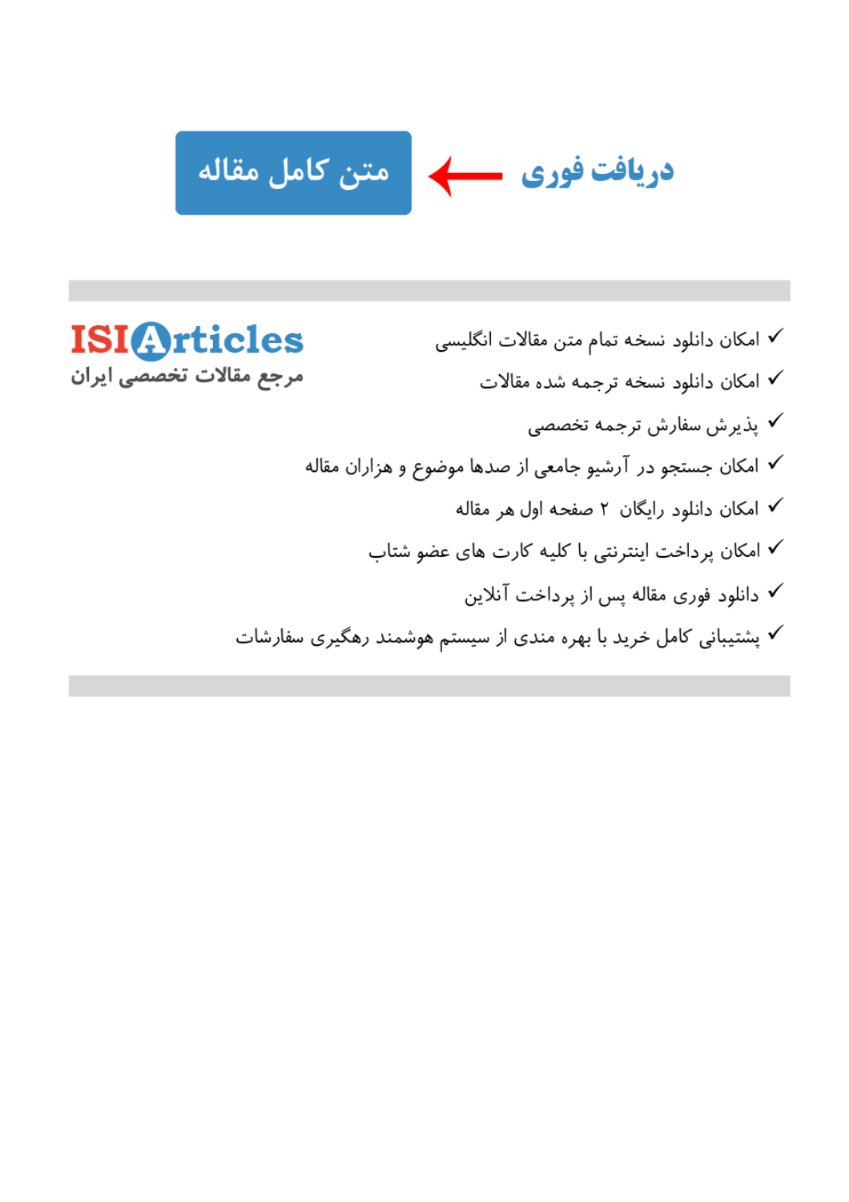دریافت فوری ← متن کامل مقاله

**ISIArticles**
مرجع مقالات تخصصی ایران

- ✓ امکان دانلود نسخه تمام متن مقالات انگلیسی
- ✓ امکان دانلود نسخه ترجمه شده مقالات
- ✓ پذیرش سفارش ترجمه تخصصی
- ✓ امکان جستجو در آرشیو جامعی از صدها موضوع و هزاران مقاله
- ✓ امکان دانلود رایگان ۲ صفحه اول هر مقاله
- ✓ امکان پرداخت اینترنتی با کلیه کارت های عضو شتاب
- ✓ دانلود فوری مقاله پس از پرداخت آنلاین
- ✓ پشتیبانی کامل خرید با بهره مندی از سیستم هوشمند رهگیری سفارشات